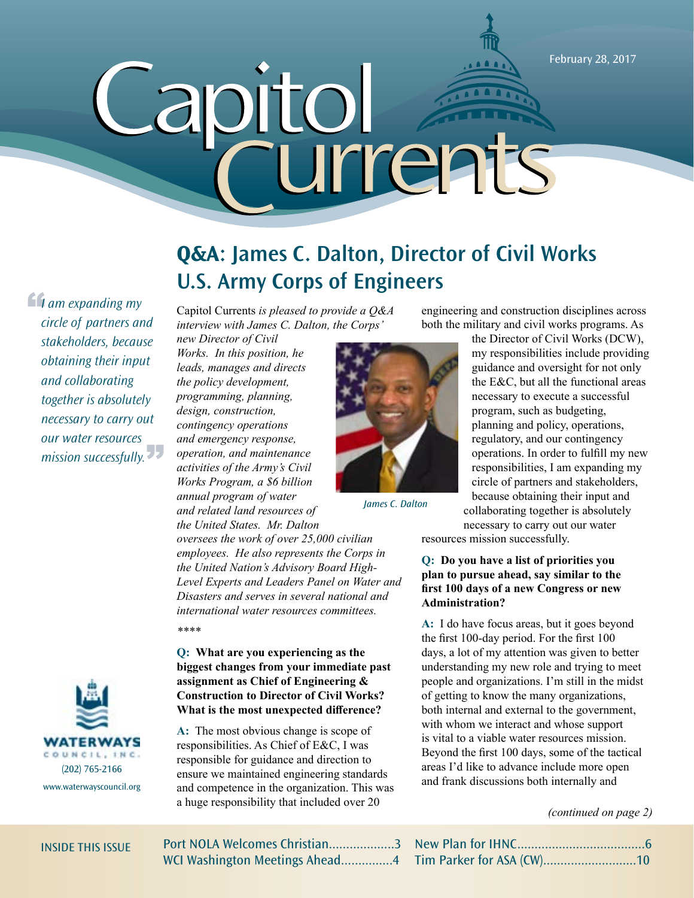# Capitol Currents

February 28, 2017

## Q&A: James C. Dalton, Director of Civil Works U.S. Army Corps of Engineers

*"I am expanding my circle of partners and stakeholders, because obtaining their input and collaborating together is absolutely necessary to carry out our water resources mission successfully."*

Capitol Currents *is pleased to provide a Q&A interview with James C. Dalton, the Corps' new Director of Civil Works. In this position, he leads, manages and directs the policy development, programming, planning, design, construction, contingency operations and emergency response, operation, and maintenance activities of the Army's Civil Works Program, a $6 billion annual program of water and related land resources of the United States. Mr. Dalton oversees the work of over 25,000 civilian employees. He also represents the Corps in the United Nation's Advisory Board High-Level Experts and Leaders Panel on Water and Disasters and serves in several national and international water resources committees.*

*James C. Dalton*

\*\*\*\*

**Q: What are you experiencing as the biggest changes from your immediate past assignment as Chief of Engineering & Construction to Director of Civil Works? What is the most unexpected difference?**

**A:** The most obvious change is scope of responsibilities. As Chief of E&C, I was responsible for guidance and direction to ensure we maintained engineering standards and competence in the organization. This was a huge responsibility that included over 20 engineering and construction disciplines across both the military and civil works programs. As the Director of Civil Works (DCW), my responsibilities include providing guidance and oversight for not only the E&C, but all the functional areas necessary to execute a successful program, such as budgeting, planning and policy, operations, regulatory, and our contingency operations. In order to fulfill my new responsibilities, I am expanding my circle of partners and stakeholders, because obtaining their input and collaborating together is absolutely necessary to carry out our water resources mission successfully.

**Q: Do you have a list of priorities you plan to pursue ahead, say similar to the first 100 days of a new Congress or new Administration?**

**A:** I do have focus areas, but it goes beyond the first 100-day period. For the first 100 days, a lot of my attention was given to better understanding my new role and trying to meet people and organizations. I'm still in the midst of getting to know the many organizations, both internal and external to the government, with whom we interact and whose support is vital to a viable water resources mission. Beyond the first 100 days, some of the tactical areas I'd like to advance include more open and frank discussions both internally and

*(continued on page 2)*

WATERWAYS COUNCIL, INC.
(202) 765-2166
www.waterwayscouncil.org

**INSIDE THIS ISSUE**

- Port NOLA Welcomes Christian...................3
- WCI Washington Meetings Ahead...............4
- New Plan for IHNC....................................6
- Tim Parker for ASA (CW)...........................10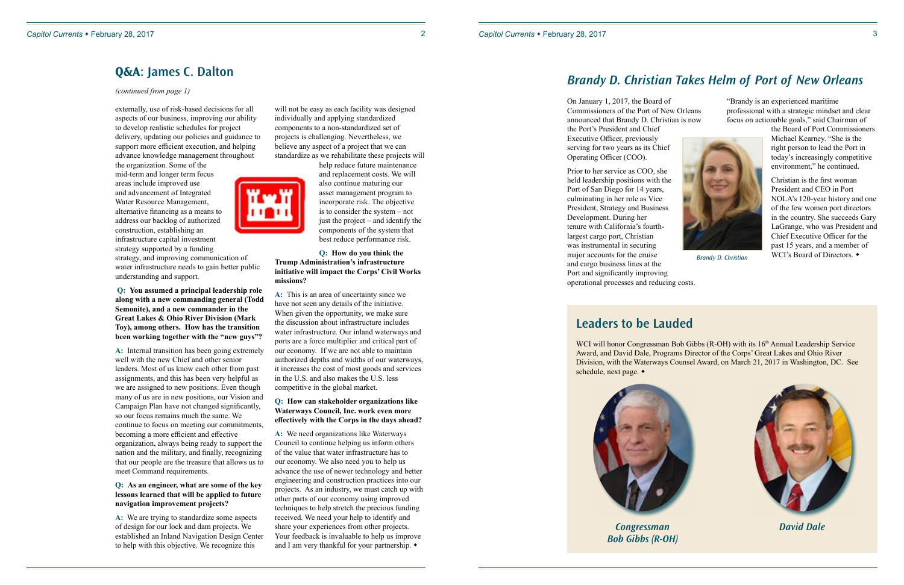## Q&A: James C. Dalton

*(continued from page 1)*

externally, use of risk-based decisions for all aspects of our business, improving our ability to develop realistic schedules for project delivery, updating our policies and guidance to support more efficient execution, and helping advance knowledge management throughout the organization. Some of the mid-term and longer term focus areas include improved use and advancement of Integrated Water Resource Management, alternative financing as a means to address our backlog of authorized construction, establishing an infrastructure capital investment strategy supported by a funding strategy, and improving communication of water infrastructure needs to gain better public understanding and support.

**Q: You assumed a principal leadership role along with a new commanding general (Todd Semonite), and a new commander in the Great Lakes & Ohio River Division (Mark Toy), among others. How has the transition been working together with the "new guys"?**

**A:** Internal transition has been going extremely well with the new Chief and other senior leaders. Most of us know each other from past assignments, and this has been very helpful as we are assigned to new positions. Even though many of us are in new positions, our Vision and Campaign Plan have not changed significantly, so our focus remains much the same. We continue to focus on meeting our commitments, becoming a more efficient and effective organization, always being ready to support the nation and the military, and finally, recognizing that our people are the treasure that allows us to meet Command requirements.

**Q: As an engineer, what are some of the key lessons learned that will be applied to future navigation improvement projects?**

**A:** We are trying to standardize some aspects of design for our lock and dam projects. We established an Inland Navigation Design Center to help with this objective. We recognize this will not be easy as each facility was designed individually and applying standardized components to a non-standardized set of projects is challenging. Nevertheless, we believe any aspect of a project that we can standardize as we rehabilitate these projects will help reduce future maintenance and replacement costs. We will also continue maturing our asset management program to incorporate risk. The objective is to consider the system – not just the project – and identify the components of the system that best reduce performance risk.

**Q: How do you think the Trump Administration's infrastructure initiative will impact the Corps' Civil Works missions?**

**A:** This is an area of uncertainty since we have not seen any details of the initiative. When given the opportunity, we make sure the discussion about infrastructure includes water infrastructure. Our inland waterways and ports are a force multiplier and critical part of our economy. If we are not able to maintain authorized depths and widths of our waterways, it increases the cost of most goods and services in the U.S. and also makes the U.S. less competitive in the global market.

**Q: How can stakeholder organizations like Waterways Council, Inc. work even more effectively with the Corps in the days ahead?**

**A:** We need organizations like Waterways Council to continue helping us inform others of the value that water infrastructure has to our economy. We also need you to help us advance the use of newer technology and better engineering and construction practices into our projects. As an industry, we must catch up with other parts of our economy using improved techniques to help stretch the precious funding received. We need your help to identify and share your experiences from other projects. Your feedback is invaluable to help us improve and I am very thankful for your partnership. ◆

## *Brandy D. Christian Takes Helm of Port of New Orleans*

On January 1, 2017, the Board of Commissioners of the Port of New Orleans announced that Brandy D. Christian is now the Port's President and Chief Executive Officer, previously serving for two years as its Chief Operating Officer (COO).

Prior to her service as COO, she held leadership positions with the Port of San Diego for 14 years, culminating in her role as Vice President, Strategy and Business Development. During her tenure with California's fourth-largest cargo port, Christian was instrumental in securing major accounts for the cruise and cargo business lines at the Port and significantly improving operational processes and reducing costs.

*Brandy D. Christian*

"Brandy is an experienced maritime professional with a strategic mindset and clear focus on actionable goals," said Chairman of the Board of Port Commissioners Michael Kearney. "She is the right person to lead the Port in today's increasingly competitive environment," he continued.

Christian is the first woman President and CEO in Port NOLA's 120-year history and one of the few women port directors in the country. She succeeds Gary LaGrange, who was President and Chief Executive Officer for the past 15 years, and a member of WCI's Board of Directors. ◆

## Leaders to be Lauded

WCI will honor Congressman Bob Gibbs (R-OH) with its 16th Annual Leadership Service Award, and David Dale, Programs Director of the Corps' Great Lakes and Ohio River Division, with the Waterways Counsel Award, on March 21, 2017 in Washington, DC. See schedule, next page. ◆

*Congressman Bob Gibbs (R-OH)*

*David Dale*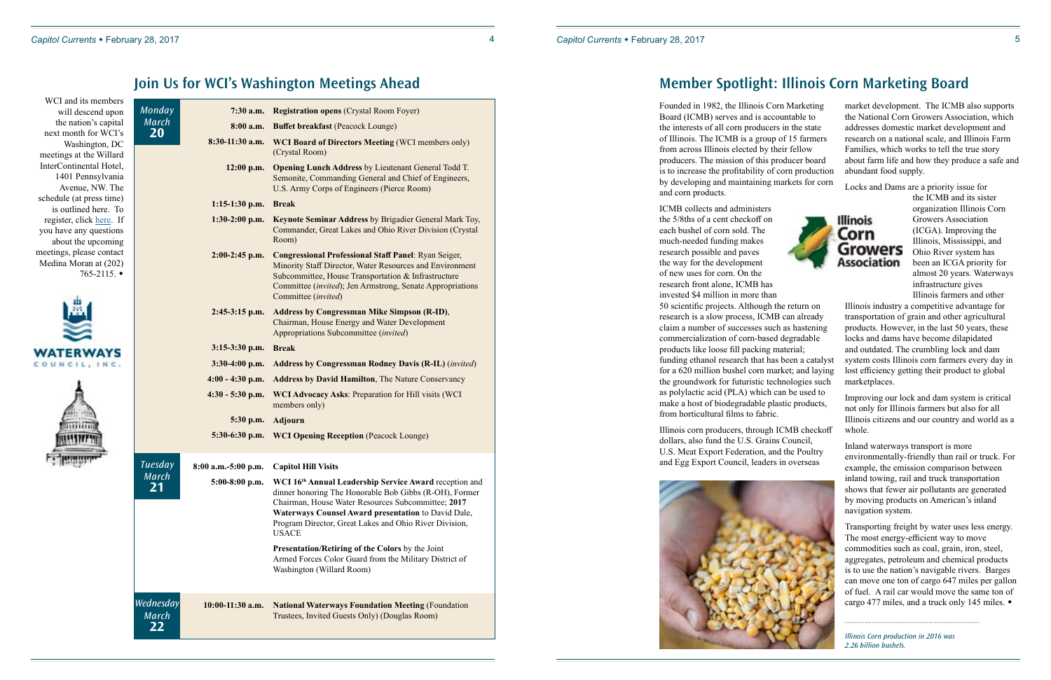## Join Us for WCI's Washington Meetings Ahead

WCI and its members will descend upon the nation's capital next month for WCI's Washington, DC meetings at the Willard InterContinental Hotel, 1401 Pennsylvania Avenue, NW. The schedule (at press time) is outlined here. To register, click here. If you have any questions about the upcoming meetings, please contact Medina Moran at (202) 765-2115. ◆

| Day | Time | Event |
|---|---|---|
| *Monday March* **20** | 7:30 a.m. | **Registration opens** (Crystal Room Foyer) |
| | 8:00 a.m. | **Buffet breakfast** (Peacock Lounge) |
| | 8:30-11:30 a.m. | **WCI Board of Directors Meeting** (WCI members only) (Crystal Room) |
| | 12:00 p.m. | **Opening Lunch Address** by Lieutenant General Todd T. Semonite, Commanding General and Chief of Engineers, U.S. Army Corps of Engineers (Pierce Room) |
| | 1:15-1:30 p.m. | **Break** |
| | 1:30-2:00 p.m. | **Keynote Seminar Address** by Brigadier General Mark Toy, Commander, Great Lakes and Ohio River Division (Crystal Room) |
| | 2:00-2:45 p.m. | **Congressional Professional Staff Panel**: Ryan Seiger, Minority Staff Director, Water Resources and Environment Subcommittee, House Transportation & Infrastructure Committee (*invited*); Jen Armstrong, Senate Appropriations Committee (*invited*) |
| | 2:45-3:15 p.m. | **Address by Congressman Mike Simpson (R-ID)**, Chairman, House Energy and Water Development Appropriations Subcommittee (*invited*) |
| | 3:15-3:30 p.m. | **Break** |
| | 3:30-4:00 p.m. | **Address by Congressman Rodney Davis (R-IL)** (*invited*) |
| | 4:00 - 4:30 p.m. | **Address by David Hamilton**, The Nature Conservancy |
| | 4:30 - 5:30 p.m. | **WCI Advocacy Asks**: Preparation for Hill visits (WCI members only) |
| | 5:30 p.m. | **Adjourn** |
| | 5:30-6:30 p.m. | **WCI Opening Reception** (Peacock Lounge) |
| *Tuesday March* **21** | 8:00 a.m.-5:00 p.m. | **Capitol Hill Visits** |
| | 5:00-8:00 p.m. | **WCI 16th Annual Leadership Service Award** reception and dinner honoring The Honorable Bob Gibbs (R-OH), Former Chairman, House Water Resources Subcommittee; **2017 Waterways Counsel Award presentation** to David Dale, Program Director, Great Lakes and Ohio River Division, USACE<br><br>**Presentation/Retiring of the Colors** by the Joint Armed Forces Color Guard from the Military District of Washington (Willard Room) |
| *Wednesday March* **22** | 10:00-11:30 a.m. | **National Waterways Foundation Meeting** (Foundation Trustees, Invited Guests Only) (Douglas Room) |

## Member Spotlight: Illinois Corn Marketing Board

Founded in 1982, the Illinois Corn Marketing Board (ICMB) serves and is accountable to the interests of all corn producers in the state of Illinois. The ICMB is a group of 15 farmers from across Illinois elected by their fellow producers. The mission of this producer board is to increase the profitability of corn production by developing and maintaining markets for corn and corn products.

ICMB collects and administers the 5/8ths of a cent checkoff on each bushel of corn sold. The much-needed funding makes research possible and paves the way for the development of new uses for corn. On the research front alone, ICMB has invested $4 million in more than 50 scientific projects. Although the return on research is a slow process, ICMB can already claim a number of successes such as hastening commercialization of corn-based degradable products like loose fill packing material; funding ethanol research that has been a catalyst for a 620 million bushel corn market; and laying the groundwork for futuristic technologies such as polylactic acid (PLA) which can be used to make a host of biodegradable plastic products, from horticultural films to fabric.

Illinois corn producers, through ICMB checkoff dollars, also fund the U.S. Grains Council, U.S. Meat Export Federation, and the Poultry and Egg Export Council, leaders in overseas market development. The ICMB also supports the National Corn Growers Association, which addresses domestic market development and research on a national scale, and Illinois Farm Families, which works to tell the true story about farm life and how they produce a safe and abundant food supply.

Locks and Dams are a priority issue for the ICMB and its sister organization Illinois Corn Growers Association (ICGA). Improving the Illinois, Mississippi, and Ohio River system has been an ICGA priority for almost 20 years. Waterways infrastructure gives Illinois farmers and other Illinois industry a competitive advantage for transportation of grain and other agricultural products. However, in the last 50 years, these locks and dams have become dilapidated and outdated. The crumbling lock and dam system costs Illinois corn farmers every day in lost efficiency getting their product to global marketplaces.

Improving our lock and dam system is critical not only for Illinois farmers but also for all Illinois citizens and our country and world as a whole.

Inland waterways transport is more environmentally-friendly than rail or truck. For example, the emission comparison between inland towing, rail and truck transportation shows that fewer air pollutants are generated by moving products on American's inland navigation system.

Transporting freight by water uses less energy. The most energy-efficient way to move commodities such as coal, grain, iron, steel, aggregates, petroleum and chemical products is to use the nation's navigable rivers. Barges can move one ton of cargo 647 miles per gallon of fuel. A rail car would move the same ton of cargo 477 miles, and a truck only 145 miles. ◆

*Illinois Corn production in 2016 was 2.26 billion bushels.*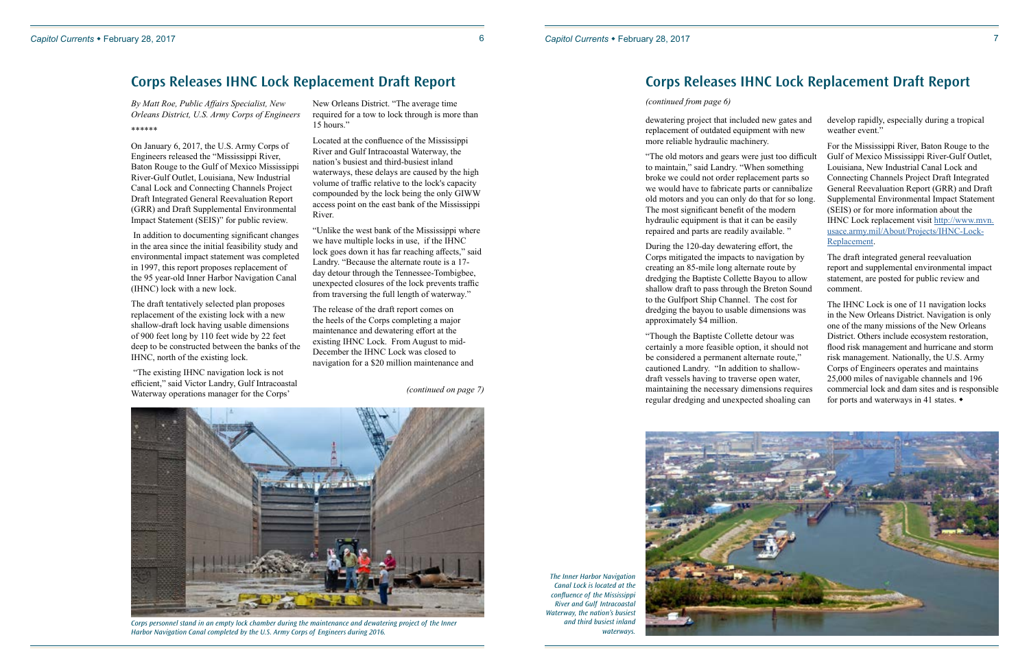## Corps Releases IHNC Lock Replacement Draft Report

*By Matt Roe, Public Affairs Specialist, New Orleans District, U.S. Army Corps of Engineers*

******

On January 6, 2017, the U.S. Army Corps of Engineers released the "Mississippi River, Baton Rouge to the Gulf of Mexico Mississippi River-Gulf Outlet, Louisiana, New Industrial Canal Lock and Connecting Channels Project Draft Integrated General Reevaluation Report (GRR) and Draft Supplemental Environmental Impact Statement (SEIS)" for public review.

In addition to documenting significant changes in the area since the initial feasibility study and environmental impact statement was completed in 1997, this report proposes replacement of the 95 year-old Inner Harbor Navigation Canal (IHNC) lock with a new lock.

The draft tentatively selected plan proposes replacement of the existing lock with a new shallow-draft lock having usable dimensions of 900 feet long by 110 feet wide by 22 feet deep to be constructed between the banks of the IHNC, north of the existing lock.

"The existing IHNC navigation lock is not efficient," said Victor Landry, Gulf Intracoastal Waterway operations manager for the Corps' New Orleans District. "The average time required for a tow to lock through is more than 15 hours."

Located at the confluence of the Mississippi River and Gulf Intracoastal Waterway, the nation's busiest and third-busiest inland waterways, these delays are caused by the high volume of traffic relative to the lock's capacity compounded by the lock being the only GIWW access point on the east bank of the Mississippi River.

"Unlike the west bank of the Mississippi where we have multiple locks in use, if the IHNC lock goes down it has far reaching affects," said Landry. "Because the alternate route is a 17-day detour through the Tennessee-Tombigbee, unexpected closures of the lock prevents traffic from traversing the full length of waterway."

The release of the draft report comes on the heels of the Corps completing a major maintenance and dewatering effort at the existing IHNC Lock. From August to mid-December the IHNC Lock was closed to navigation for a $20 million maintenance and

*(continued on page 7)*

Corps personnel stand in an empty lock chamber during the maintenance and dewatering project of the Inner Harbor Navigation Canal completed by the U.S. Army Corps of Engineers during 2016.

## Corps Releases IHNC Lock Replacement Draft Report

*(continued from page 6)*

dewatering project that included new gates and replacement of outdated equipment with new more reliable hydraulic machinery.

"The old motors and gears were just too difficult to maintain," said Landry. "When something broke we could not order replacement parts so we would have to fabricate parts or cannibalize old motors and you can only do that for so long. The most significant benefit of the modern hydraulic equipment is that it can be easily repaired and parts are readily available."

During the 120-day dewatering effort, the Corps mitigated the impacts to navigation by creating an 85-mile long alternate route by dredging the Baptiste Collette Bayou to allow shallow draft to pass through the Breton Sound to the Gulfport Ship Channel. The cost for dredging the bayou to usable dimensions was approximately $4 million.

"Though the Baptiste Collette detour was certainly a more feasible option, it should not be considered a permanent alternate route," cautioned Landry. "In addition to shallow-draft vessels having to traverse open water, maintaining the necessary dimensions requires regular dredging and unexpected shoaling can develop rapidly, especially during a tropical weather event."

For the Mississippi River, Baton Rouge to the Gulf of Mexico Mississippi River-Gulf Outlet, Louisiana, New Industrial Canal Lock and Connecting Channels Project Draft Integrated General Reevaluation Report (GRR) and Draft Supplemental Environmental Impact Statement (SEIS) or for more information about the IHNC Lock replacement visit [http://www.mvn.usace.army.mil/About/Projects/IHNC-Lock-Replacement](http://www.mvn.usace.army.mil/About/Projects/IHNC-Lock-Replacement).

The draft integrated general reevaluation report and supplemental environmental impact statement, are posted for public review and comment.

The IHNC Lock is one of 11 navigation locks in the New Orleans District. Navigation is only one of the many missions of the New Orleans District. Others include ecosystem restoration, flood risk management and hurricane and storm risk management. Nationally, the U.S. Army Corps of Engineers operates and maintains 25,000 miles of navigable channels and 196 commercial lock and dam sites and is responsible for ports and waterways in 41 states. ◆

*The Inner Harbor Navigation Canal Lock is located at the confluence of the Mississippi River and Gulf Intracoastal Waterway, the nation's busiest and third busiest inland waterways.*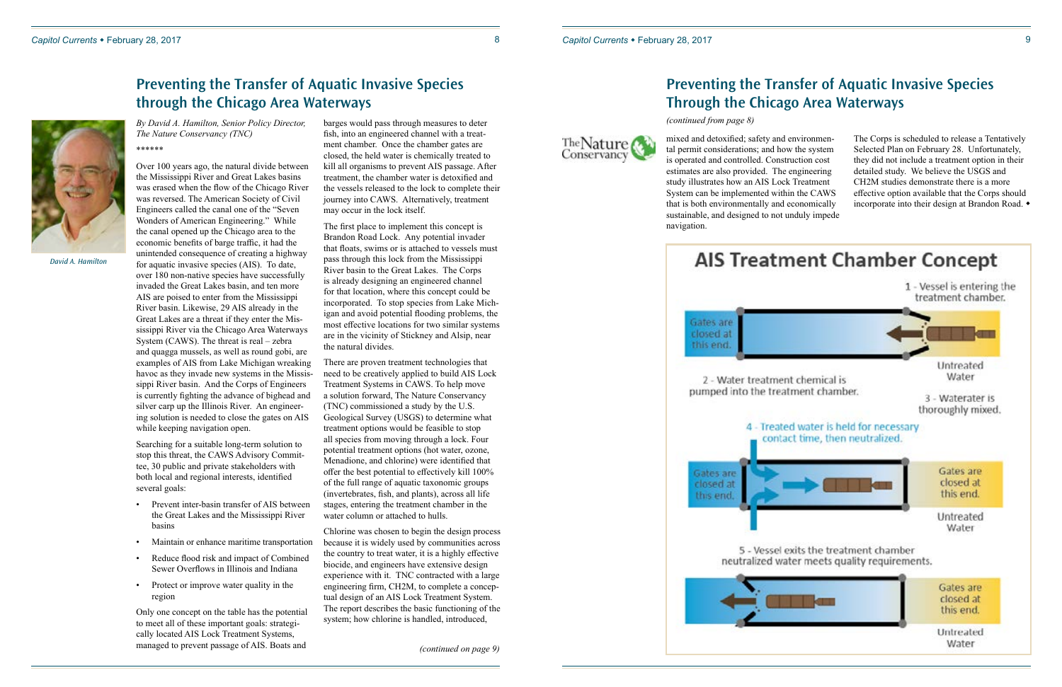## Preventing the Transfer of Aquatic Invasive Species through the Chicago Area Waterways

David A. Hamilton

*By David A. Hamilton, Senior Policy Director, The Nature Conservancy (TNC)*

******

Over 100 years ago, the natural divide between the Mississippi River and Great Lakes basins was erased when the flow of the Chicago River was reversed. The American Society of Civil Engineers called the canal one of the "Seven Wonders of American Engineering." While the canal opened up the Chicago area to the economic benefits of barge traffic, it had the unintended consequence of creating a highway for aquatic invasive species (AIS). To date, over 180 non-native species have successfully invaded the Great Lakes basin, and ten more AIS are poised to enter from the Mississippi River basin. Likewise, 29 AIS already in the Great Lakes are a threat if they enter the Mississippi River via the Chicago Area Waterways System (CAWS). The threat is real – zebra and quagga mussels, as well as round gobi, are examples of AIS from Lake Michigan wreaking havoc as they invade new systems in the Mississippi River basin. And the Corps of Engineers is currently fighting the advance of bighead and silver carp up the Illinois River. An engineering solution is needed to close the gates on AIS while keeping navigation open.

Searching for a suitable long-term solution to stop this threat, the CAWS Advisory Committee, 30 public and private stakeholders with both local and regional interests, identified several goals:

- Prevent inter-basin transfer of AIS between the Great Lakes and the Mississippi River basins
- Maintain or enhance maritime transportation
- Reduce flood risk and impact of Combined Sewer Overflows in Illinois and Indiana
- Protect or improve water quality in the region

Only one concept on the table has the potential to meet all of these important goals: strategically located AIS Lock Treatment Systems, managed to prevent passage of AIS. Boats and barges would pass through measures to deter fish, into an engineered channel with a treatment chamber. Once the chamber gates are closed, the held water is chemically treated to kill all organisms to prevent AIS passage. After treatment, the chamber water is detoxified and the vessels released to the lock to complete their journey into CAWS. Alternatively, treatment may occur in the lock itself.

The first place to implement this concept is Brandon Road Lock. Any potential invader that floats, swims or is attached to vessels must pass through this lock from the Mississippi River basin to the Great Lakes. The Corps is already designing an engineered channel for that location, where this concept could be incorporated. To stop species from Lake Michigan and avoid potential flooding problems, the most effective locations for two similar systems are in the vicinity of Stickney and Alsip, near the natural divides.

There are proven treatment technologies that need to be creatively applied to build AIS Lock Treatment Systems in CAWS. To help move a solution forward, The Nature Conservancy (TNC) commissioned a study by the U.S. Geological Survey (USGS) to determine what treatment options would be feasible to stop all species from moving through a lock. Four potential treatment options (hot water, ozone, Menadione, and chlorine) were identified that offer the best potential to effectively kill 100% of the full range of aquatic taxonomic groups (invertebrates, fish, and plants), across all life stages, entering the treatment chamber in the water column or attached to hulls.

Chlorine was chosen to begin the design process because it is widely used by communities across the country to treat water, it is a highly effective biocide, and engineers have extensive design experience with it. TNC contracted with a large engineering firm, CH2M, to complete a conceptual design of an AIS Lock Treatment System. The report describes the basic functioning of the system; how chlorine is handled, introduced, mixed and detoxified; safety and environmental permit considerations; and how the system is operated and controlled. Construction cost estimates are also provided. The engineering study illustrates how an AIS Lock Treatment System can be implemented within the CAWS that is both environmentally and economically sustainable, and designed to not unduly impede navigation.

The Corps is scheduled to release a Tentatively Selected Plan on February 28. Unfortunately, they did not include a treatment option in their detailed study. We believe the USGS and CH2M studies demonstrate there is a more effective option available that the Corps should incorporate into their design at Brandon Road. ◆

### AIS Treatment Chamber Concept

1 - Vessel is entering the treatment chamber.

Gates are closed at this end.

Untreated Water

2 - Water treatment chemical is pumped into the treatment chamber.

3 - Waterater is thoroughly mixed.

4 - Treated water is held for necessary contact time, then neutralized.

Gates are closed at this end.

Gates are closed at this end.

Untreated Water

5 - Vessel exits the treatment chamber neutralized water meets quality requirements.

Gates are closed at this end.

Untreated Water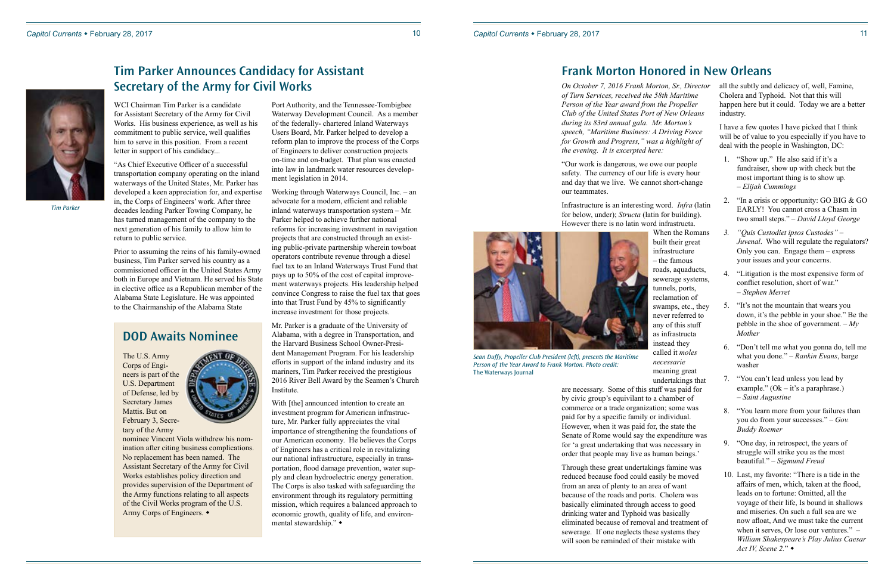## Tim Parker Announces Candidacy for Assistant Secretary of the Army for Civil Works

*Tim Parker*

WCI Chairman Tim Parker is a candidate for Assistant Secretary of the Army for Civil Works. His business experience, as well as his commitment to public service, well qualifies him to serve in this position. From a recent letter in support of his candidacy...

"As Chief Executive Officer of a successful transportation company operating on the inland waterways of the United States, Mr. Parker has developed a keen appreciation for, and expertise in, the Corps of Engineers' work. After three decades leading Parker Towing Company, he has turned management of the company to the next generation of his family to allow him to return to public service.

Prior to assuming the reins of his family-owned business, Tim Parker served his country as a commissioned officer in the United States Army both in Europe and Vietnam. He served his State in elective office as a Republican member of the Alabama State Legislature. He was appointed to the Chairmanship of the Alabama State Port Authority, and the Tennessee-Tombigbee Waterway Development Council. As a member of the federally- chartered Inland Waterways Users Board, Mr. Parker helped to develop a reform plan to improve the process of the Corps of Engineers to deliver construction projects on-time and on-budget. That plan was enacted into law in landmark water resources development legislation in 2014.

Working through Waterways Council, Inc. – an advocate for a modern, efficient and reliable inland waterways transportation system – Mr. Parker helped to achieve further national reforms for increasing investment in navigation projects that are constructed through an existing public-private partnership wherein towboat operators contribute revenue through a diesel fuel tax to an Inland Waterways Trust Fund that pays up to 50% of the cost of capital improvement waterways projects. His leadership helped convince Congress to raise the fuel tax that goes into that Trust Fund by 45% to significantly increase investment for those projects.

Mr. Parker is a graduate of the University of Alabama, with a degree in Transportation, and the Harvard Business School Owner-President Management Program. For his leadership efforts in support of the inland industry and its mariners, Tim Parker received the prestigious 2016 River Bell Award by the Seamen's Church Institute.

With [the] announced intention to create an investment program for American infrastructure, Mr. Parker fully appreciates the vital importance of strengthening the foundations of our American economy. He believes the Corps of Engineers has a critical role in revitalizing our national infrastructure, especially in transportation, flood damage prevention, water supply and clean hydroelectric energy generation. The Corps is also tasked with safeguarding the environment through its regulatory permitting mission, which requires a balanced approach to economic growth, quality of life, and environmental stewardship." ◆

## DOD Awaits Nominee

The U.S. Army Corps of Engineers is part of the U.S. Department of Defense, led by Secretary James Mattis. But on February 3, Secretary of the Army nominee Vincent Viola withdrew his nomination after citing business complications. No replacement has been named. The Assistant Secretary of the Army for Civil Works establishes policy direction and provides supervision of the Department of the Army functions relating to all aspects of the Civil Works program of the U.S. Army Corps of Engineers. ◆

## Frank Morton Honored in New Orleans

*On October 7, 2016 Frank Morton, Sr., Director of Turn Services, received the 58th Maritime Person of the Year award from the Propeller Club of the United States Port of New Orleans during its 83rd annual gala. Mr. Morton's speech, "Maritime Business: A Driving Force for Growth and Progress," was a highlight of the evening. It is excerpted here:*

"Our work is dangerous, we owe our people safety. The currency of our life is every hour and day that we live. We cannot short-change our teammates.

Infrastructure is an interesting word. *Infra* (latin for below, under); *Structa* (latin for building). However there is no latin word infrastructa. When the Romans built their great infrastructure – the famous roads, aquaducts, sewerage systems, tunnels, ports, reclamation of swamps, etc., they never referred to any of this stuff as infrastructa instead they called it *moles necessarie* meaning great undertakings that are necessary. Some of this stuff was paid for by civic group's equivilant to a chamber of commerce or a trade organization; some was paid for by a specific family or individual. However, when it was paid for, the state the Senate of Rome would say the expenditure was for 'a great undertaking that was necessary in order that people may live as human beings.'

*Sean Duffy, Propeller Club President (left), presents the Maritime Person of the Year Award to Frank Morton. Photo credit:* The Waterways Journal

Through these great undertakings famine was reduced because food could easily be moved from an area of plenty to an area of want because of the roads and ports. Cholera was basically eliminated through access to good drinking water and Typhoid was basically eliminated because of removal and treatment of sewerage. If one neglects these systems they will soon be reminded of their mistake with all the subtly and delicacy of, well, Famine, Cholera and Typhoid. Not that this will happen here but it could. Today we are a better industry.

I have a few quotes I have picked that I think will be of value to you especially if you have to deal with the people in Washington, DC:

1. "Show up." He also said if it's a fundraiser, show up with check but the most important thing is to show up. – *Elijah Cummings*
2. "In a crisis or opportunity: GO BIG & GO EARLY! You cannot cross a Chasm in two small steps." – *David Lloyd George*
3. *"Quis Custodiet ipsos Custodes" – Juvenal*. Who will regulate the regulators? Only you can. Engage them – express your issues and your concerns.
4. "Litigation is the most expensive form of conflict resolution, short of war." – *Stephen Merret*
5. "It's not the mountain that wears you down, it's the pebble in your shoe." Be the pebble in the shoe of government. – *My Mother*
6. "Don't tell me what you gonna do, tell me what you done." – *Rankin Evans*, barge washer
7. "You can't lead unless you lead by example." (Ok – it's a paraphrase.) – *Saint Augustine*
8. "You learn more from your failures than you do from your successes." – *Gov. Buddy Roemer*
9. "One day, in retrospect, the years of struggle will strike you as the most beautiful." – *Sigmund Freud*
10. Last, my favorite: "There is a tide in the affairs of men, which, taken at the flood, leads on to fortune: Omitted, all the voyage of their life, Is bound in shallows and miseries. On such a full sea are we now afloat, And we must take the current when it serves, Or lose our ventures." – *William Shakespeare's Play Julius Caesar Act IV, Scene 2.*" ◆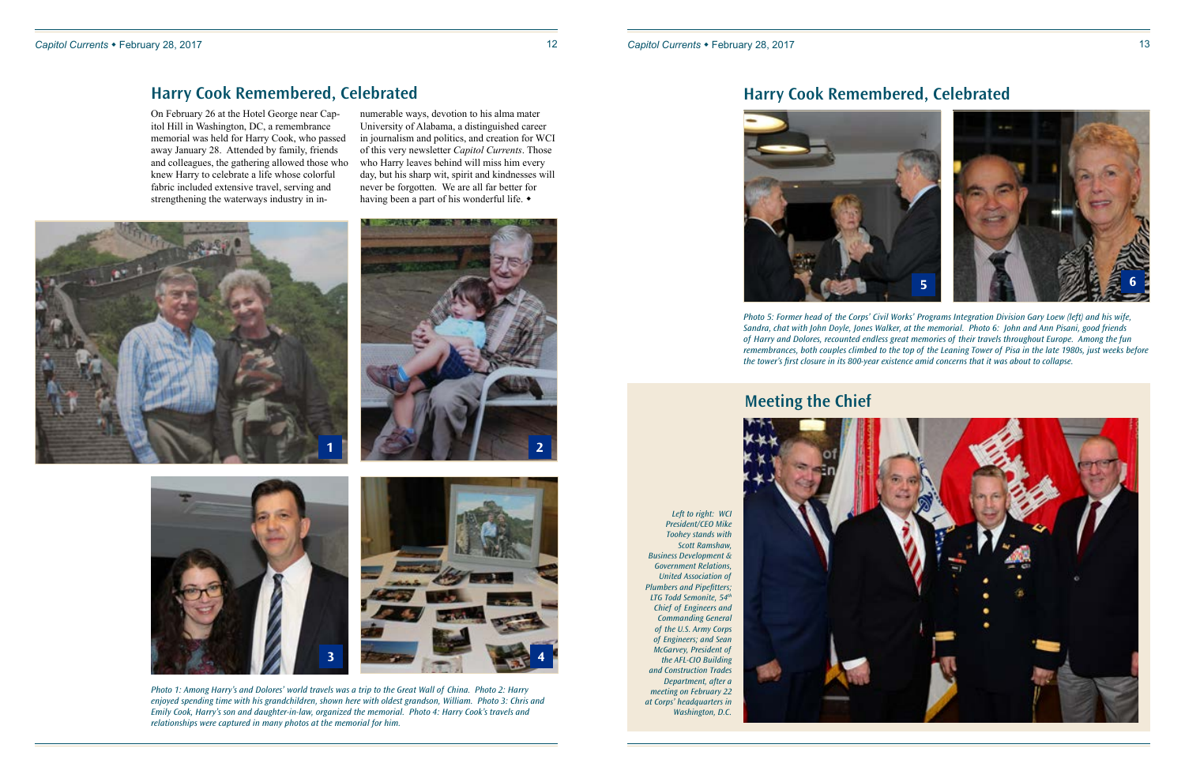## Harry Cook Remembered, Celebrated

On February 26 at the Hotel George near Capitol Hill in Washington, DC, a remembrance memorial was held for Harry Cook, who passed away January 28. Attended by family, friends and colleagues, the gathering allowed those who knew Harry to celebrate a life whose colorful fabric included extensive travel, serving and strengthening the waterways industry in innumerable ways, devotion to his alma mater University of Alabama, a distinguished career in journalism and politics, and creation for WCI of this very newsletter *Capitol Currents*. Those who Harry leaves behind will miss him every day, but his sharp wit, spirit and kindnesses will never be forgotten. We are all far better for having been a part of his wonderful life. ♦

*Photo 1: Among Harry's and Dolores' world travels was a trip to the Great Wall of China. Photo 2: Harry enjoyed spending time with his grandchildren, shown here with oldest grandson, William. Photo 3: Chris and Emily Cook, Harry's son and daughter-in-law, organized the memorial. Photo 4: Harry Cook's travels and relationships were captured in many photos at the memorial for him.*

## Harry Cook Remembered, Celebrated

*Photo 5: Former head of the Corps' Civil Works' Programs Integration Division Gary Loew (left) and his wife, Sandra, chat with John Doyle, Jones Walker, at the memorial. Photo 6: John and Ann Pisani, good friends of Harry and Dolores, recounted endless great memories of their travels throughout Europe. Among the fun remembrances, both couples climbed to the top of the Leaning Tower of Pisa in the late 1980s, just weeks before the tower's first closure in its 800-year existence amid concerns that it was about to collapse.*

## Meeting the Chief

*Left to right: WCI President/CEO Mike Toohey stands with Scott Ramshaw, Business Development & Government Relations, United Association of Plumbers and Pipefitters; LTG Todd Semonite, 54th Chief of Engineers and Commanding General of the U.S. Army Corps of Engineers; and Sean McGarvey, President of the AFL-CIO Building and Construction Trades Department, after a meeting on February 22 at Corps' headquarters in Washington, D.C.*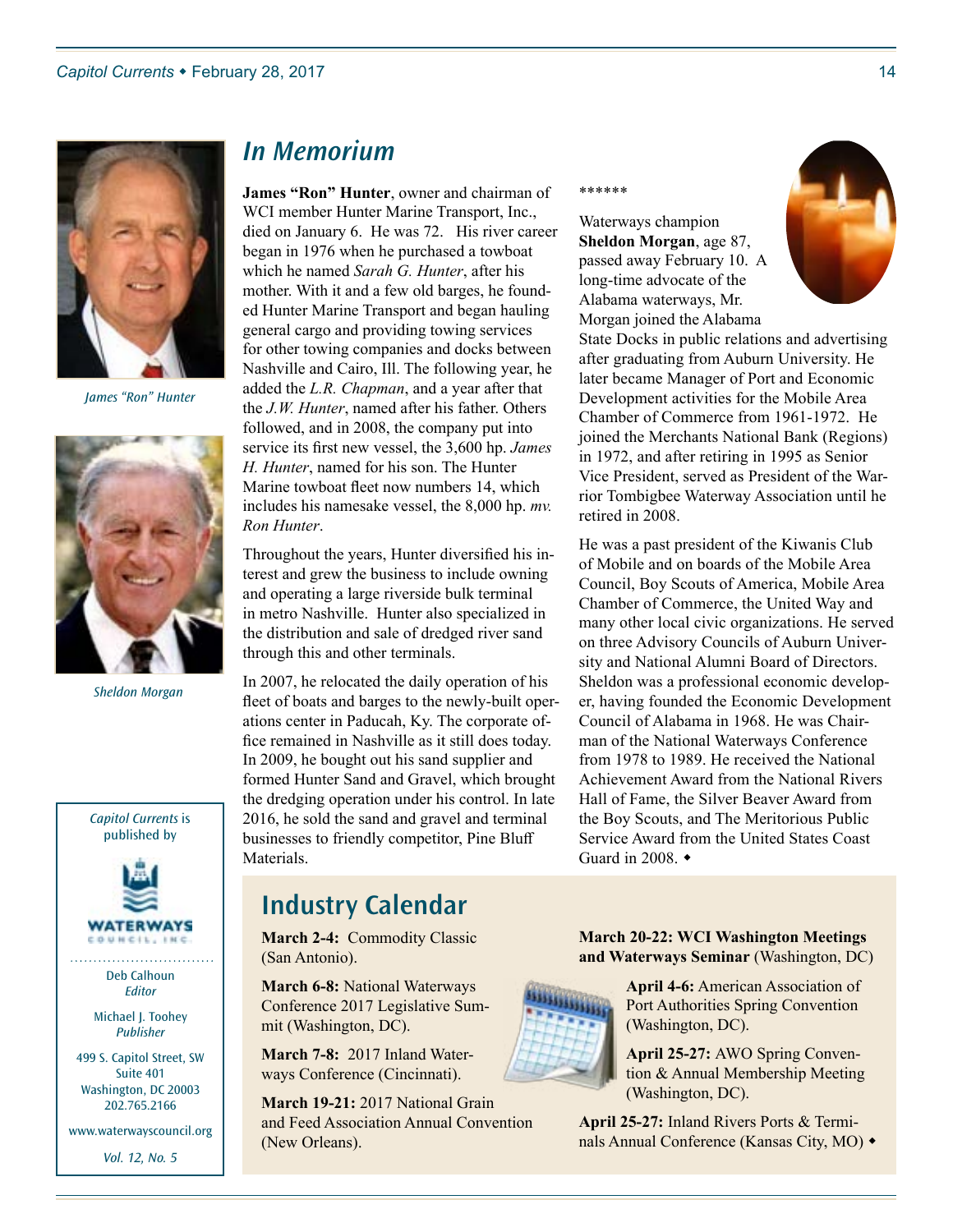James "Ron" Hunter

Sheldon Morgan

# In Memorium

**James "Ron" Hunter**, owner and chairman of WCI member Hunter Marine Transport, Inc., died on January 6. He was 72. His river career began in 1976 when he purchased a towboat which he named *Sarah G. Hunter*, after his mother. With it and a few old barges, he founded Hunter Marine Transport and began hauling general cargo and providing towing services for other towing companies and docks between Nashville and Cairo, Ill. The following year, he added the *L.R. Chapman*, and a year after that the *J.W. Hunter*, named after his father. Others followed, and in 2008, the company put into service its first new vessel, the 3,600 hp. *James H. Hunter*, named for his son. The Hunter Marine towboat fleet now numbers 14, which includes his namesake vessel, the 8,000 hp. *mv. Ron Hunter*.

Throughout the years, Hunter diversified his interest and grew the business to include owning and operating a large riverside bulk terminal in metro Nashville. Hunter also specialized in the distribution and sale of dredged river sand through this and other terminals.

In 2007, he relocated the daily operation of his fleet of boats and barges to the newly-built operations center in Paducah, Ky. The corporate office remained in Nashville as it still does today. In 2009, he bought out his sand supplier and formed Hunter Sand and Gravel, which brought the dredging operation under his control. In late 2016, he sold the sand and gravel and terminal businesses to friendly competitor, Pine Bluff Materials.

******

Waterways champion **Sheldon Morgan**, age 87, passed away February 10. A long-time advocate of the Alabama waterways, Mr. Morgan joined the Alabama State Docks in public relations and advertising after graduating from Auburn University. He later became Manager of Port and Economic Development activities for the Mobile Area Chamber of Commerce from 1961-1972. He joined the Merchants National Bank (Regions) in 1972, and after retiring in 1995 as Senior Vice President, served as President of the Warrior Tombigbee Waterway Association until he retired in 2008.

He was a past president of the Kiwanis Club of Mobile and on boards of the Mobile Area Council, Boy Scouts of America, Mobile Area Chamber of Commerce, the United Way and many other local civic organizations. He served on three Advisory Councils of Auburn University and National Alumni Board of Directors. Sheldon was a professional economic developer, having founded the Economic Development Council of Alabama in 1968. He was Chairman of the National Waterways Conference from 1978 to 1989. He received the National Achievement Award from the National Rivers Hall of Fame, the Silver Beaver Award from the Boy Scouts, and The Meritorious Public Service Award from the United States Coast Guard in 2008. ◆

## Industry Calendar

**March 2-4:** Commodity Classic (San Antonio).

**March 6-8:** National Waterways Conference 2017 Legislative Summit (Washington, DC).

**March 7-8:** 2017 Inland Waterways Conference (Cincinnati).

**March 19-21:** 2017 National Grain and Feed Association Annual Convention (New Orleans).

**March 20-22: WCI Washington Meetings and Waterways Seminar** (Washington, DC)

**April 4-6:** American Association of Port Authorities Spring Convention (Washington, DC).

**April 25-27:** AWO Spring Convention & Annual Membership Meeting (Washington, DC).

**April 25-27:** Inland Rivers Ports & Terminals Annual Conference (Kansas City, MO) ◆

*Capitol Currents* is published by

WATERWAYS COUNCIL, INC.

Deb Calhoun
*Editor*

Michael J. Toohey
*Publisher*

499 S. Capitol Street, SW
Suite 401
Washington, DC 20003
202.765.2166

www.waterwayscouncil.org

*Vol. 12, No. 5*